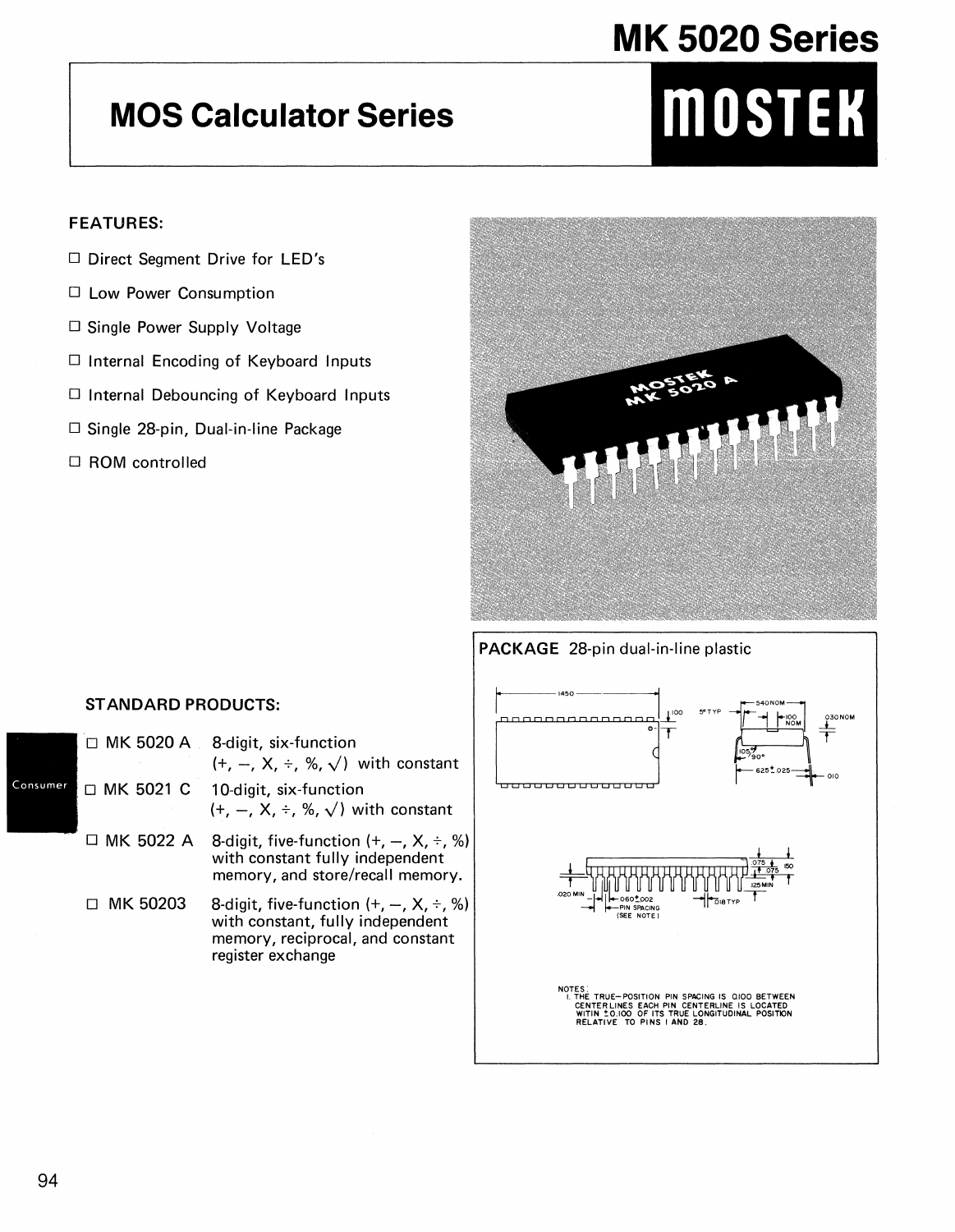# MK 5020 Series

## MOS Calculator Series

**MOSTEK**

### FEATURES:

- ☐ Direct Segment Drive for LED's
- ☐ Low Power Consumption
- ☐ Single Power Supply Voltage
- ☐ Internal Encoding of Keyboard Inputs
- ☐ Internal Debouncing of Keyboard Inputs
- ☐ Single 28-pin, Dual-in-line Package
- ☐ ROM controlled

### STANDARD PRODUCTS:

- ☐ MK 5020 A — 8-digit, six-function (+, –, X, ÷, %, √) with constant
- ☐ MK 5021 C — 10-digit, six-function (+, –, X, ÷, %, √) with constant
- ☐ MK 5022 A — 8-digit, five-function (+, –, X, ÷, %) with constant fully independent memory, and store/recall memory.
- ☐ MK 50203 — 8-digit, five-function (+, –, X, ÷, %) with constant, fully independent memory, reciprocal, and constant register exchange

**PACKAGE** 28-pin dual-in-line plastic

NOTES:
1. THE TRUE–POSITION PIN SPACING IS 0.100 BETWEEN CENTERLINES EACH PIN CENTERLINE IS LOCATED WITHIN ±0.100 OF ITS TRUE LONGITUDINAL POSITION RELATIVE TO PINS 1 AND 28.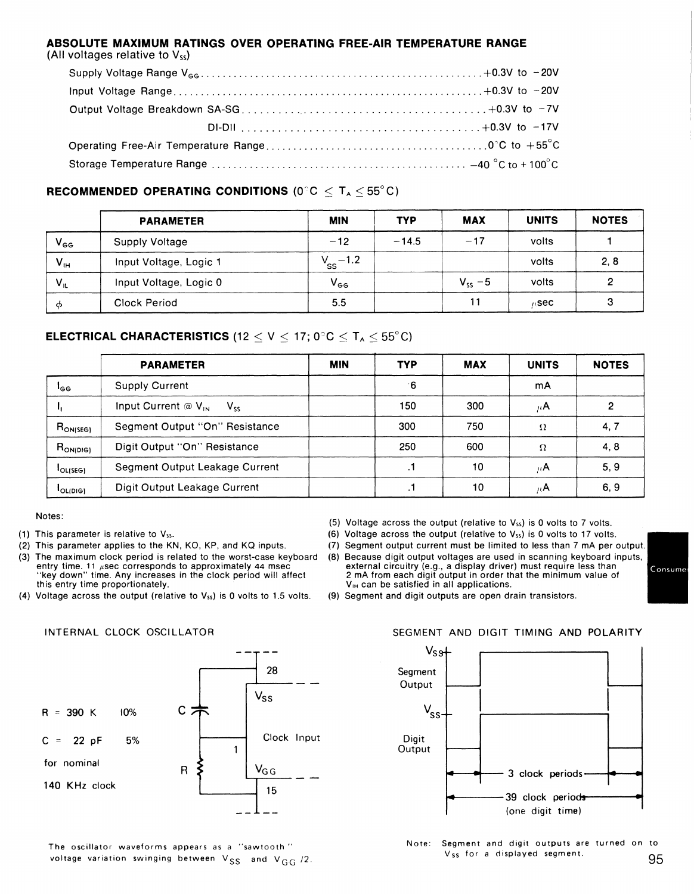## ABSOLUTE MAXIMUM RATINGS OVER OPERATING FREE-AIR TEMPERATURE RANGE

(All voltages relative to $V_{SS}$)

- Supply Voltage Range $V_{GG}$ ........ +0.3V to −20V
- Input Voltage Range ........ +0.3V to −20V
- Output Voltage Breakdown SA-SG ........ +0.3V to −7V
- DI-DII ........ +0.3V to −17V
- Operating Free-Air Temperature Range ........ 0°C to +55°C
- Storage Temperature Range ........ −40 °C to + 100°C

## RECOMMENDED OPERATING CONDITIONS (0°C ≤ $T_A$ ≤ 55°C)

| | PARAMETER | MIN | TYP | MAX | UNITS | NOTES |
|---|---|---|---|---|---|---|
| $V_{GG}$ | Supply Voltage | −12 | −14.5 | −17 | volts | 1 |
| $V_{IH}$ | Input Voltage, Logic 1 | $V_{SS}$−1.2 | | | volts | 2, 8 |
| $V_{IL}$ | Input Voltage, Logic 0 | $V_{GG}$ | | $V_{SS}$ −5 | volts | 2 |
| $\phi$ | Clock Period | 5.5 | | 11 | μsec | 3 |

## ELECTRICAL CHARACTERISTICS (12 ≤ V ≤ 17; 0°C ≤ $T_A$ ≤ 55°C)

| | PARAMETER | MIN | TYP | MAX | UNITS | NOTES |
|---|---|---|---|---|---|---|
| $I_{GG}$ | Supply Current | | 6 | | mA | |
| $I_I$ | Input Current @ $V_{IN}$ $V_{SS}$ | | 150 | 300 | μA | 2 |
| $R_{ON(SEG)}$ | Segment Output "On" Resistance | | 300 | 750 | Ω | 4, 7 |
| $R_{ON(DIG)}$ | Digit Output "On" Resistance | | 250 | 600 | Ω | 4, 8 |
| $I_{OL(SEG)}$ | Segment Output Leakage Current | | .1 | 10 | μA | 5, 9 |
| $I_{OL(DIG)}$ | Digit Output Leakage Current | | .1 | 10 | μA | 6, 9 |

Notes:

(1) This parameter is relative to $V_{SS}$.
(2) This parameter applies to the KN, KO, KP, and KQ inputs.
(3) The maximum clock period is related to the worst-case keyboard entry time. 11 μsec corresponds to approximately 44 msec "key down" time. Any increases in the clock period will affect this entry time proportionately.
(4) Voltage across the output (relative to $V_{SS}$) is 0 volts to 1.5 volts.
(5) Voltage across the output (relative to $V_{SS}$) is 0 volts to 7 volts.
(6) Voltage across the output (relative to $V_{SS}$) is 0 volts to 17 volts.
(7) Segment output current must be limited to less than 7 mA per output.
(8) Because digit output voltages are used in scanning keyboard inputs, external circuitry (e.g., a display driver) must require less than 2 mA from each digit output in order that the minimum value of $V_{IH}$ can be satisfied in all applications.
(9) Segment and digit outputs are open drain transistors.

### INTERNAL CLOCK OSCILLATOR

R = 390 K 10%

C = 22 pF 5%

for nominal 140 KHz clock

(Diagram labels: C, R, 28, $V_{SS}$, 1, Clock Input, $V_{GG}$, 15)

The oscillator waveforms appears as a "sawtooth" voltage variation swinging between $V_{SS}$ and $V_{GG}$/2.

### SEGMENT AND DIGIT TIMING AND POLARITY

(Diagram labels: $V_{SS}$, Segment Output, $V_{SS}$, Digit Output, 3 clock periods, 39 clock periods (one digit time))

Note: Segment and digit outputs are turned on to $V_{SS}$ for a displayed segment.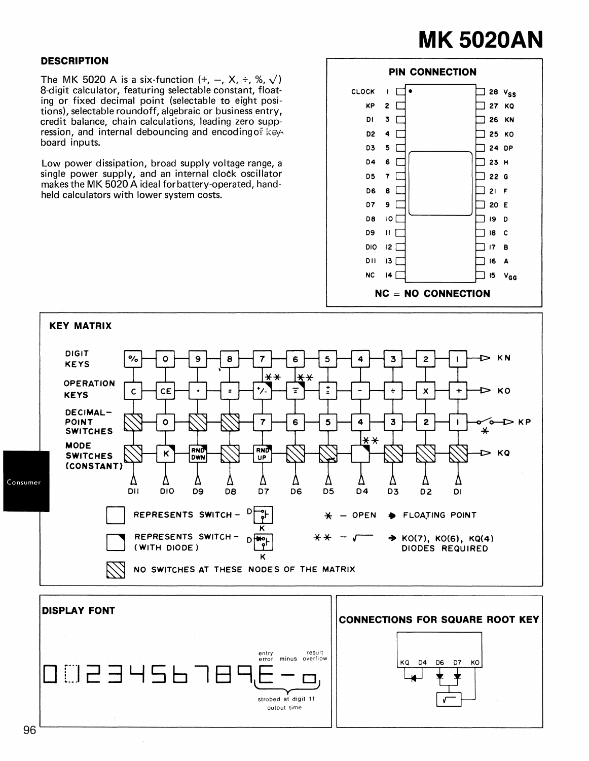# MK 5020AN

## DESCRIPTION

The MK 5020 A is a six-function (+, –, X, ÷, %, √) 8-digit calculator, featuring selectable constant, floating or fixed decimal point (selectable to eight positions), selectable roundoff, algebraic or business entry, credit balance, chain calculations, leading zero suppression, and internal debouncing and encoding of key-board inputs.

Low power dissipation, broad supply voltage range, a single power supply, and an internal clock oscillator makes the MK 5020 A ideal for battery-operated, hand-held calculators with lower system costs.

## PIN CONNECTION

| Pin | Name | Pin | Name |
|---|---|---|---|
| 1 | CLOCK | 28 | $V_{SS}$ |
| 2 | KP | 27 | KQ |
| 3 | D1 | 26 | KN |
| 4 | D2 | 25 | KO |
| 5 | D3 | 24 | DP |
| 6 | D4 | 23 | H |
| 7 | D5 | 22 | G |
| 8 | D6 | 21 | F |
| 9 | D7 | 20 | E |
| 10 | D8 | 19 | D |
| 11 | D9 | 18 | C |
| 12 | D10 | 17 | B |
| 13 | D11 | 16 | A |
| 14 | NC | 15 | $V_{GG}$ |

NC = NO CONNECTION

## KEY MATRIX

| | D11 | D10 | D9 | D8 | D7 | D6 | D5 | D4 | D3 | D2 | D1 | |
|---|---|---|---|---|---|---|---|---|---|---|---|---|
| DIGIT KEYS | % | 0 | 9 | 8 | 7 | 6 | 5 | 4 | 3 | 2 | 1 | KN |
| OPERATION KEYS | C | CE | • | = | +/- (**) | ∓ (**) | ± | – | ÷ | X | + | KO |
| DECIMAL-POINT SWITCHES | (none) | 0 | (none) | (none) | 7 | 6 | 5 | 4 | 3 | 2 | 1 | KP (* open) |
| MODE SWITCHES (CONSTANT) | (none) | K | RND DWN | (none) | RND UP | (none) | (none) | (**) | (none) | (none) | (none) | KQ |

- Plain square: REPRESENTS SWITCH
- Square with corner mark: REPRESENTS SWITCH (WITH DIODE)
- Hatched square: NO SWITCHES AT THESE NODES OF THE MATRIX
- * – OPEN
- ** – √
- ➧ FLOATING POINT
- ⇒ KO(7), KO(6), KQ(4) DIODES REQUIRED

## DISPLAY FONT

0 1 2 3 4 5 6 7 8 9 E – □

entry error, minus, result overflow — strobed at digit 11 output time

## CONNECTIONS FOR SQUARE ROOT KEY

KQ, D4, D6, D7, KO — √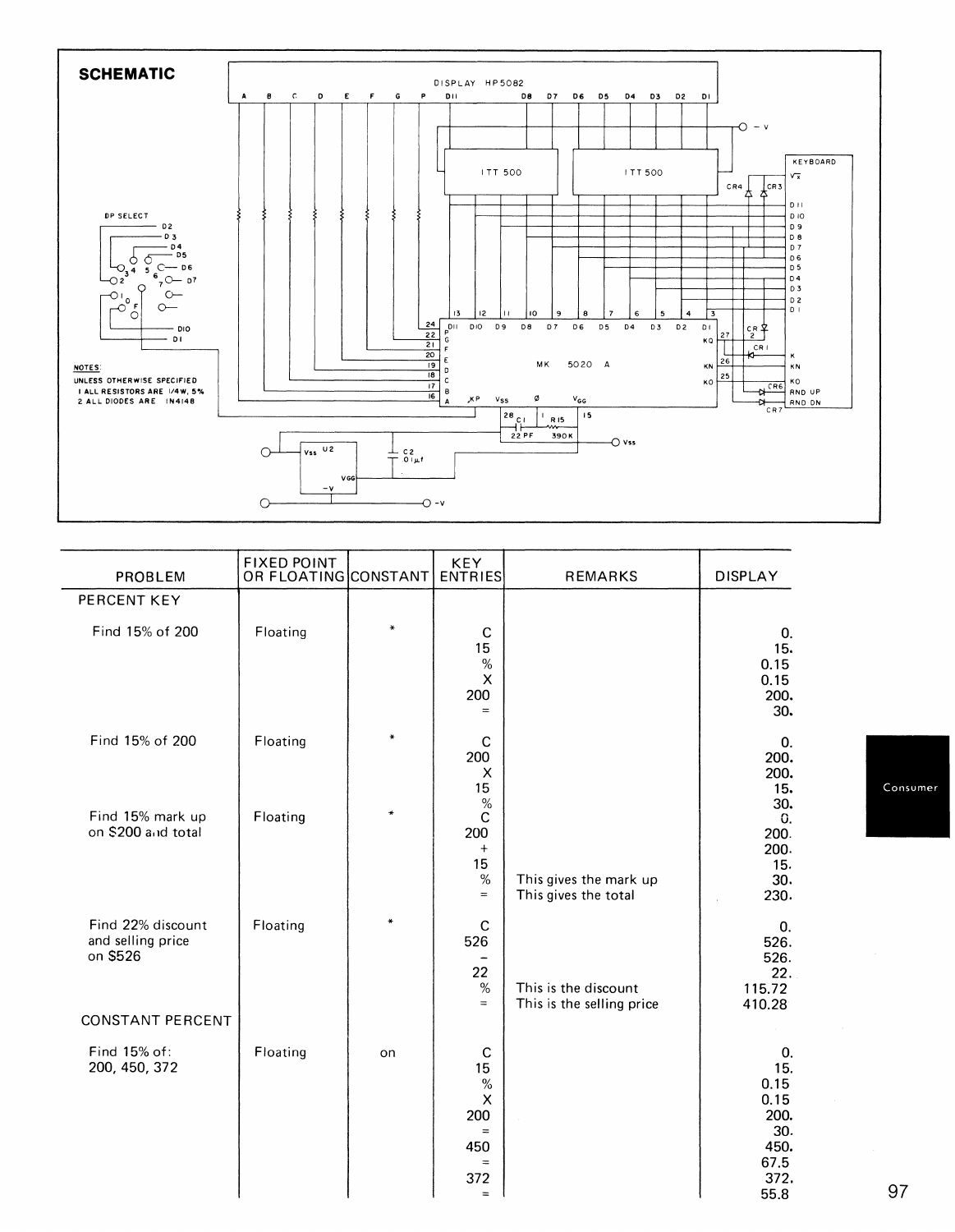## SCHEMATIC

DISPLAY HP5082

A B C D E F G P D11 D8 D7 D6 D5 D4 D3 D2 D1

ITT 500

ITT 500

− V

KEYBOARD

$\sqrt{x}$

CR4 CR3

D11 D10 D9 D8 D7 D6 D5 D4 D3 D2 D1

K KN KO RND UP RND DN

CR 2 CR1 CR6 CR7

DP SELECT

D2 D3 D4 D5 D6 D7 D10 D1

MK 5020 A

V_SS U2

C2 0.1μf

V_GG

−V

C1 22 PF R15 390K

V_SS

NOTES:
UNLESS OTHERWISE SPECIFIED
1 ALL RESISTORS ARE 1/4W, 5%
2 ALL DIODES ARE IN4148

| PROBLEM | FIXED POINT OR FLOATING | CONSTANT | KEY ENTRIES | REMARKS | DISPLAY |
|---|---|---|---|---|---|
| PERCENT KEY | | | | | |
| Find 15% of 200 | Floating | * | C | | 0. |
| | | | 15 | | 15. |
| | | | % | | 0.15 |
| | | | X | | 0.15 |
| | | | 200 | | 200. |
| | | | = | | 30. |
| Find 15% of 200 | Floating | * | C | | 0. |
| | | | 200 | | 200. |
| | | | X | | 200. |
| | | | 15 | | 15. |
| | | | % | | 30. |
| Find 15% mark up on $200 and total | Floating | * | C | | 0. |
| | | | 200 | | 200. |
| | | | + | | 200. |
| | | | 15 | | 15. |
| | | | % | This gives the mark up | 30. |
| | | | = | This gives the total | 230. |
| Find 22% discount and selling price on $526 | Floating | * | C | | 0. |
| | | | 526 | | 526. |
| | | | − | | 526. |
| | | | 22 | | 22. |
| | | | % | This is the discount | 115.72 |
| | | | = | This is the selling price | 410.28 |
| CONSTANT PERCENT | | | | | |
| Find 15% of: 200, 450, 372 | Floating | on | C | | 0. |
| | | | 15 | | 15. |
| | | | % | | 0.15 |
| | | | X | | 0.15 |
| | | | 200 | | 200. |
| | | | = | | 30. |
| | | | 450 | | 450. |
| | | | = | | 67.5 |
| | | | 372 | | 372. |
| | | | = | | 55.8 |